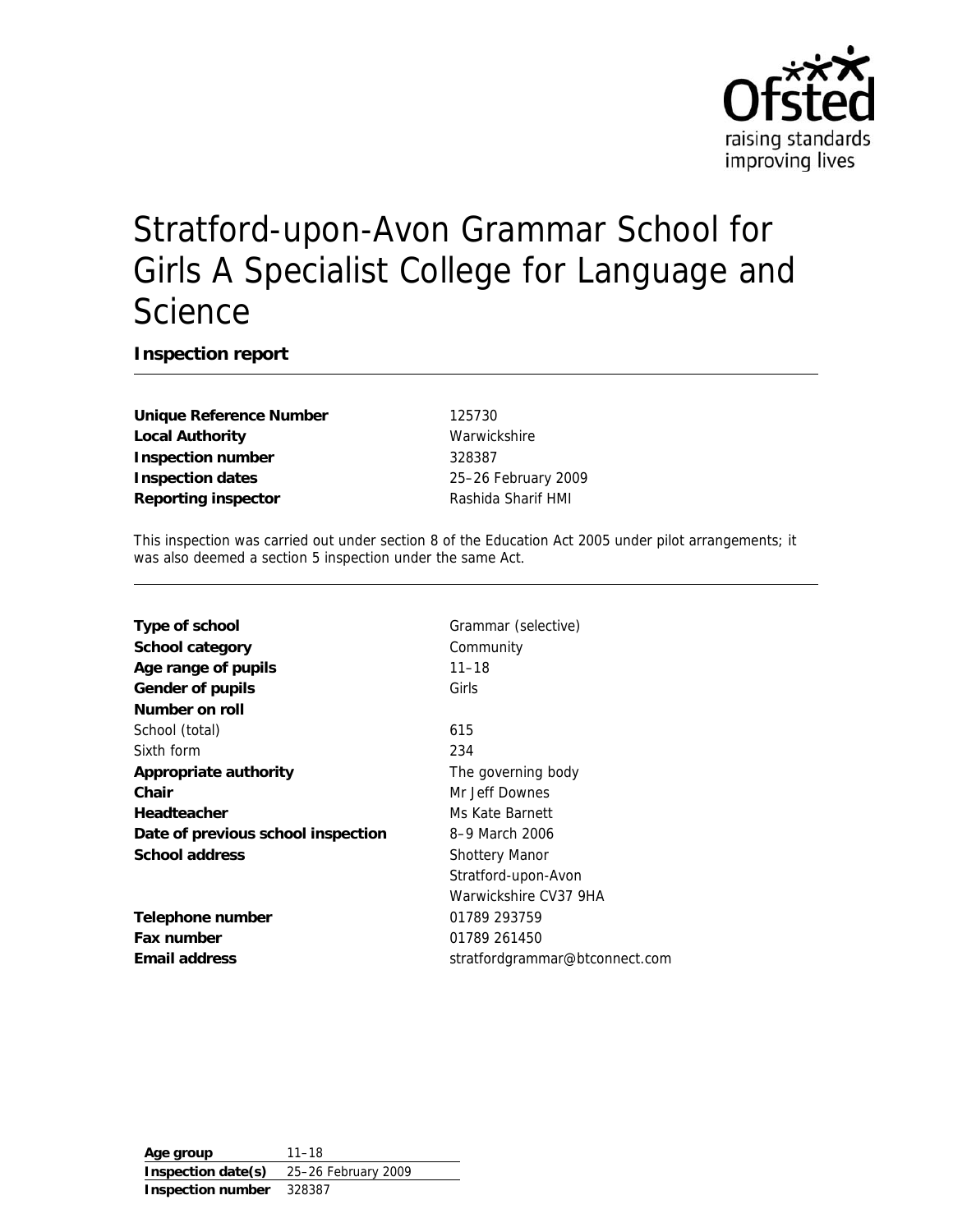# Stratford-upon-Avon Grammar School for Girls A Specialist College for Language and Science

**Inspection report**

| | |
|---|---|
| **Unique Reference Number** | 125730 |
| **Local Authority** | Warwickshire |
| **Inspection number** | 328387 |
| **Inspection dates** | 25–26 February 2009 |
| **Reporting inspector** | Rashida Sharif HMI |

This inspection was carried out under section 8 of the Education Act 2005 under pilot arrangements; it was also deemed a section 5 inspection under the same Act.

| | |
|---|---|
| **Type of school** | Grammar (selective) |
| **School category** | Community |
| **Age range of pupils** | 11–18 |
| **Gender of pupils** | Girls |
| **Number on roll** | |
| School (total) | 615 |
| Sixth form | 234 |
| **Appropriate authority** | The governing body |
| **Chair** | Mr Jeff Downes |
| **Headteacher** | Ms Kate Barnett |
| **Date of previous school inspection** | 8–9 March 2006 |
| **School address** | Shottery Manor<br>Stratford-upon-Avon<br>Warwickshire CV37 9HA |
| **Telephone number** | 01789 293759 |
| **Fax number** | 01789 261450 |
| **Email address** | stratfordgrammar@btconnect.com |

| | |
|---|---|
| **Age group** | 11–18 |
| **Inspection date(s)** | 25–26 February 2009 |
| **Inspection number** | 328387 |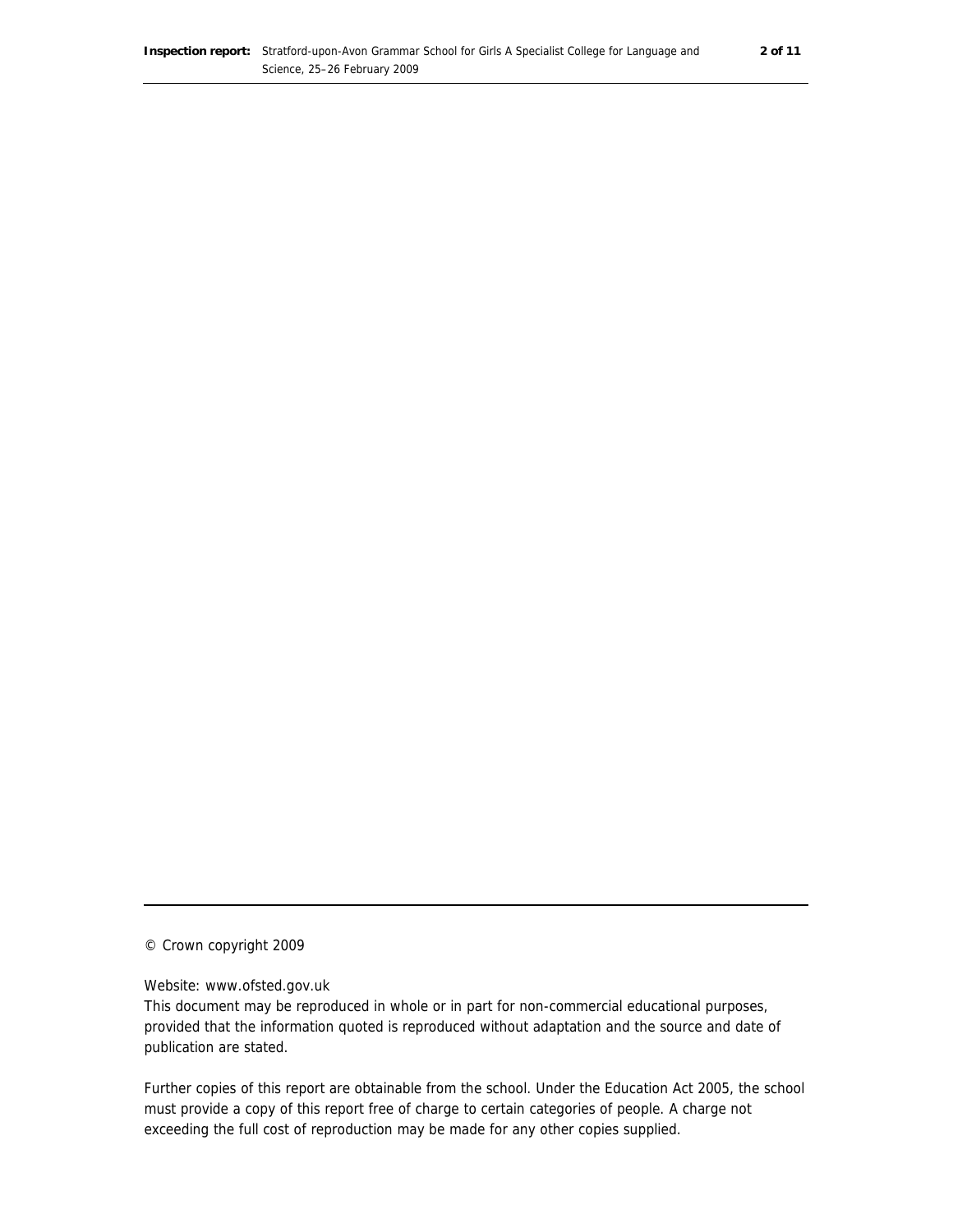© Crown copyright 2009

Website: www.ofsted.gov.uk

This document may be reproduced in whole or in part for non-commercial educational purposes, provided that the information quoted is reproduced without adaptation and the source and date of publication are stated.

Further copies of this report are obtainable from the school. Under the Education Act 2005, the school must provide a copy of this report free of charge to certain categories of people. A charge not exceeding the full cost of reproduction may be made for any other copies supplied.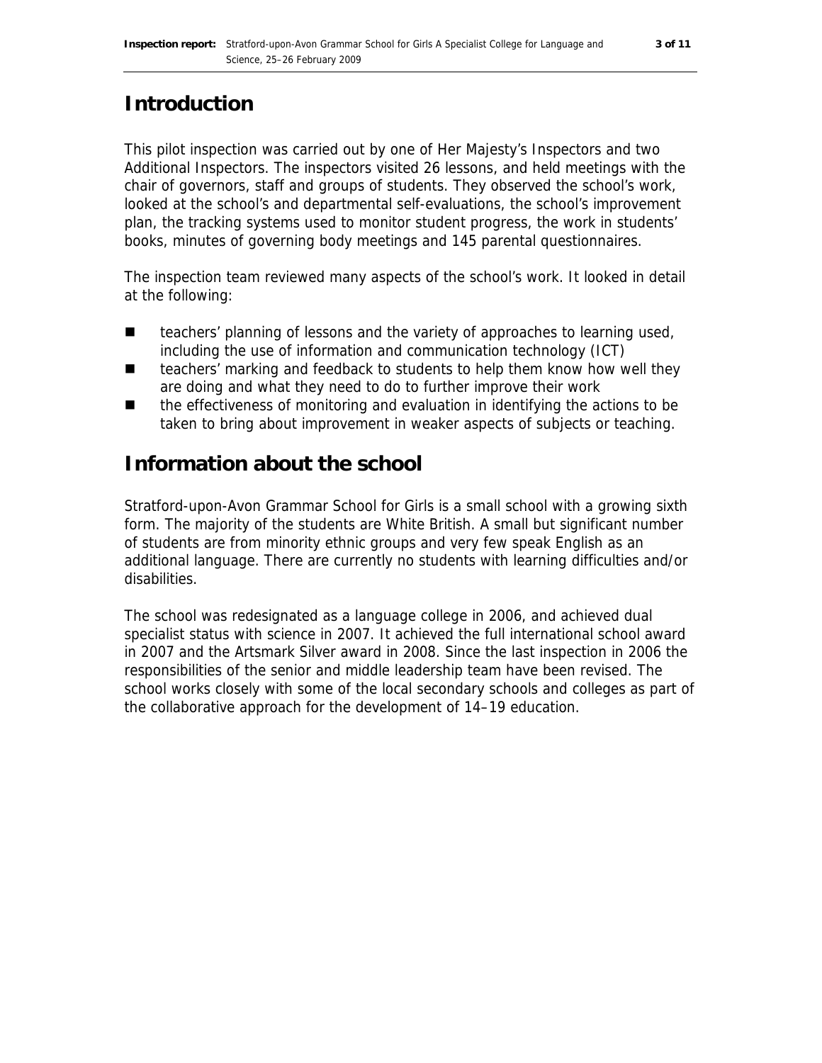## Introduction

This pilot inspection was carried out by one of Her Majesty's Inspectors and two Additional Inspectors. The inspectors visited 26 lessons, and held meetings with the chair of governors, staff and groups of students. They observed the school's work, looked at the school's and departmental self-evaluations, the school's improvement plan, the tracking systems used to monitor student progress, the work in students' books, minutes of governing body meetings and 145 parental questionnaires.

The inspection team reviewed many aspects of the school's work. It looked in detail at the following:

- teachers' planning of lessons and the variety of approaches to learning used, including the use of information and communication technology (ICT)
- teachers' marking and feedback to students to help them know how well they are doing and what they need to do to further improve their work
- the effectiveness of monitoring and evaluation in identifying the actions to be taken to bring about improvement in weaker aspects of subjects or teaching.

## Information about the school

Stratford-upon-Avon Grammar School for Girls is a small school with a growing sixth form. The majority of the students are White British. A small but significant number of students are from minority ethnic groups and very few speak English as an additional language. There are currently no students with learning difficulties and/or disabilities.

The school was redesignated as a language college in 2006, and achieved dual specialist status with science in 2007. It achieved the full international school award in 2007 and the Artsmark Silver award in 2008. Since the last inspection in 2006 the responsibilities of the senior and middle leadership team have been revised. The school works closely with some of the local secondary schools and colleges as part of the collaborative approach for the development of 14–19 education.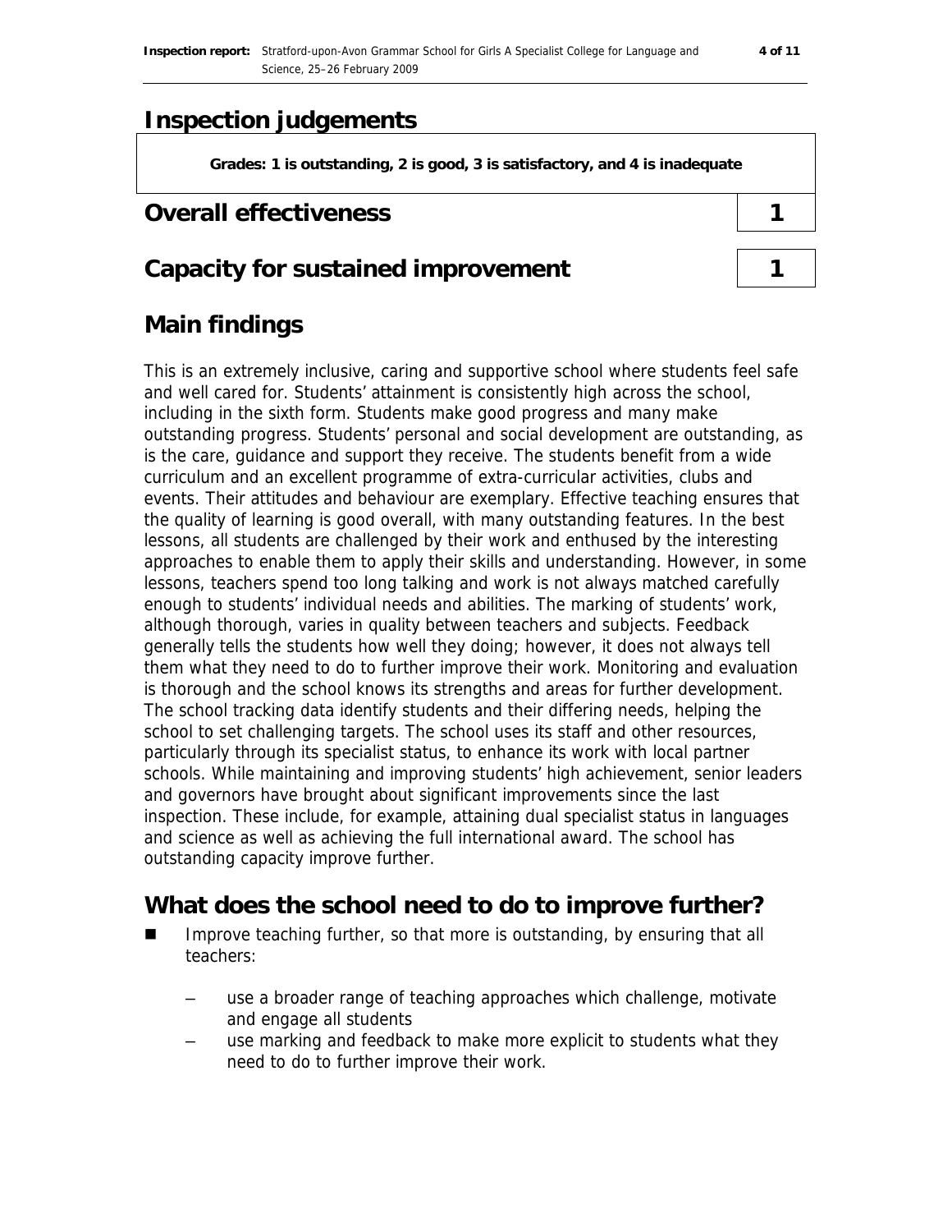# Inspection judgements

Grades: 1 is outstanding, 2 is good, 3 is satisfactory, and 4 is inadequate

| Overall effectiveness | 1 |
|---|---|
| **Capacity for sustained improvement** | **1** |

## Main findings

This is an extremely inclusive, caring and supportive school where students feel safe and well cared for. Students' attainment is consistently high across the school, including in the sixth form. Students make good progress and many make outstanding progress. Students' personal and social development are outstanding, as is the care, guidance and support they receive. The students benefit from a wide curriculum and an excellent programme of extra-curricular activities, clubs and events. Their attitudes and behaviour are exemplary. Effective teaching ensures that the quality of learning is good overall, with many outstanding features. In the best lessons, all students are challenged by their work and enthused by the interesting approaches to enable them to apply their skills and understanding. However, in some lessons, teachers spend too long talking and work is not always matched carefully enough to students' individual needs and abilities. The marking of students' work, although thorough, varies in quality between teachers and subjects. Feedback generally tells the students how well they doing; however, it does not always tell them what they need to do to further improve their work. Monitoring and evaluation is thorough and the school knows its strengths and areas for further development. The school tracking data identify students and their differing needs, helping the school to set challenging targets. The school uses its staff and other resources, particularly through its specialist status, to enhance its work with local partner schools. While maintaining and improving students' high achievement, senior leaders and governors have brought about significant improvements since the last inspection. These include, for example, attaining dual specialist status in languages and science as well as achieving the full international award. The school has outstanding capacity improve further.

## What does the school need to do to improve further?

- Improve teaching further, so that more is outstanding, by ensuring that all teachers:
  - use a broader range of teaching approaches which challenge, motivate and engage all students
  - use marking and feedback to make more explicit to students what they need to do to further improve their work.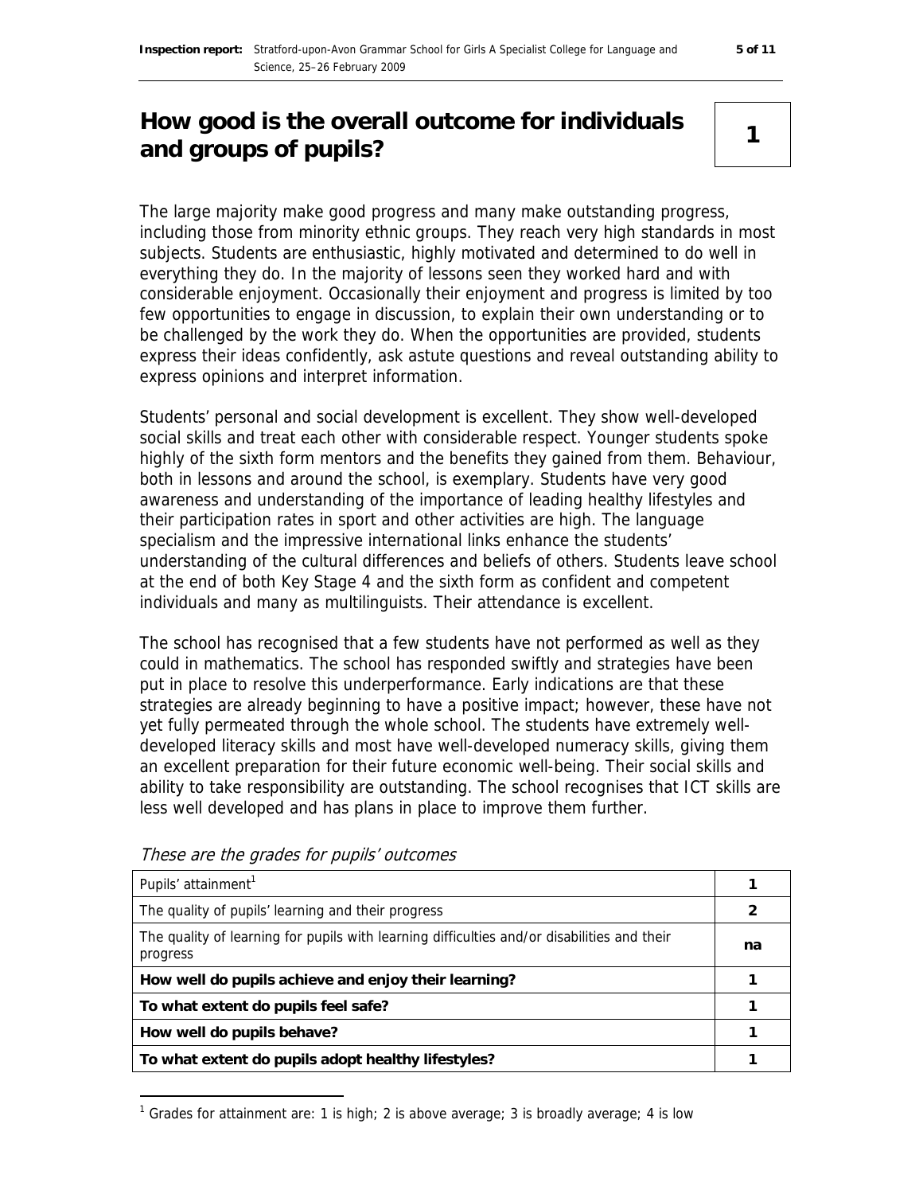## How good is the overall outcome for individuals and groups of pupils? — 1

The large majority make good progress and many make outstanding progress, including those from minority ethnic groups. They reach very high standards in most subjects. Students are enthusiastic, highly motivated and determined to do well in everything they do. In the majority of lessons seen they worked hard and with considerable enjoyment. Occasionally their enjoyment and progress is limited by too few opportunities to engage in discussion, to explain their own understanding or to be challenged by the work they do. When the opportunities are provided, students express their ideas confidently, ask astute questions and reveal outstanding ability to express opinions and interpret information.

Students' personal and social development is excellent. They show well-developed social skills and treat each other with considerable respect. Younger students spoke highly of the sixth form mentors and the benefits they gained from them. Behaviour, both in lessons and around the school, is exemplary. Students have very good awareness and understanding of the importance of leading healthy lifestyles and their participation rates in sport and other activities are high. The language specialism and the impressive international links enhance the students' understanding of the cultural differences and beliefs of others. Students leave school at the end of both Key Stage 4 and the sixth form as confident and competent individuals and many as multilinguists. Their attendance is excellent.

The school has recognised that a few students have not performed as well as they could in mathematics. The school has responded swiftly and strategies have been put in place to resolve this underperformance. Early indications are that these strategies are already beginning to have a positive impact; however, these have not yet fully permeated through the whole school. The students have extremely well-developed literacy skills and most have well-developed numeracy skills, giving them an excellent preparation for their future economic well-being. Their social skills and ability to take responsibility are outstanding. The school recognises that ICT skills are less well developed and has plans in place to improve them further.

*These are the grades for pupils' outcomes*

| | |
|---|---|
| Pupils' attainment[1] | 1 |
| The quality of pupils' learning and their progress | 2 |
| The quality of learning for pupils with learning difficulties and/or disabilities and their progress | na |
| **How well do pupils achieve and enjoy their learning?** | 1 |
| **To what extent do pupils feel safe?** | 1 |
| **How well do pupils behave?** | 1 |
| **To what extent do pupils adopt healthy lifestyles?** | 1 |

[1] Grades for attainment are: 1 is high; 2 is above average; 3 is broadly average; 4 is low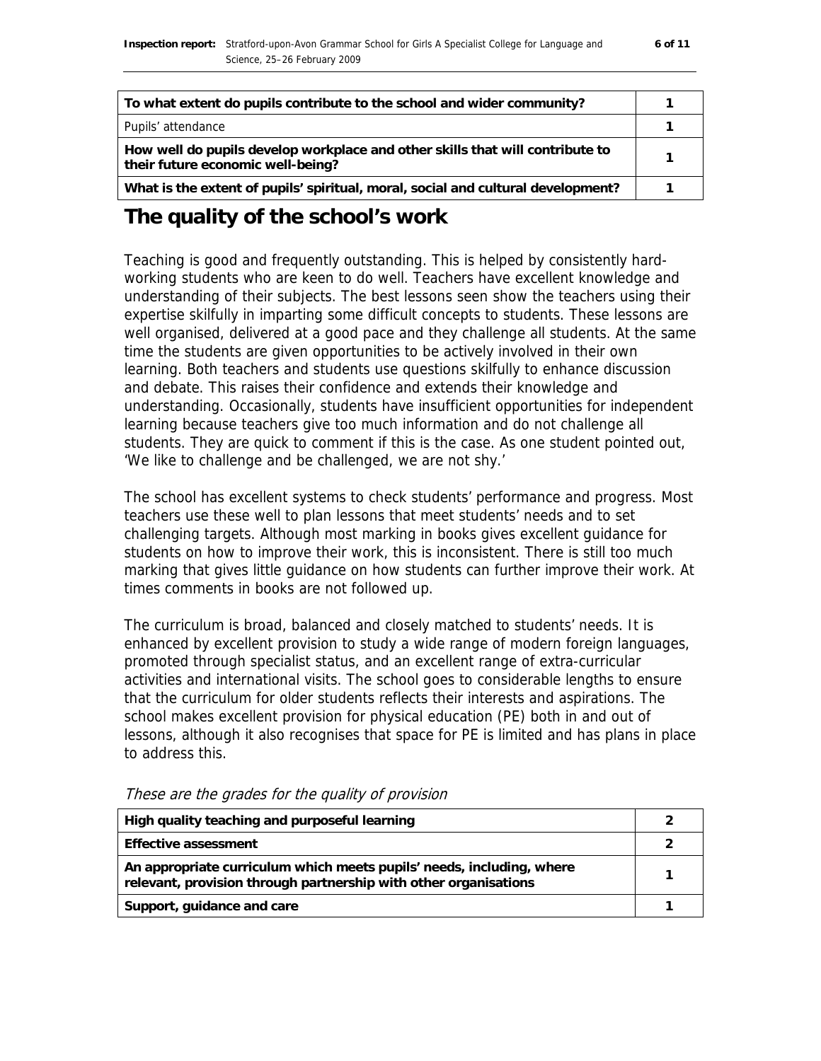| To what extent do pupils contribute to the school and wider community? | 1 |
|---|---|
| Pupils' attendance | 1 |
| How well do pupils develop workplace and other skills that will contribute to their future economic well-being? | 1 |
| What is the extent of pupils' spiritual, moral, social and cultural development? | 1 |

# The quality of the school's work

Teaching is good and frequently outstanding. This is helped by consistently hard-working students who are keen to do well. Teachers have excellent knowledge and understanding of their subjects. The best lessons seen show the teachers using their expertise skilfully in imparting some difficult concepts to students. These lessons are well organised, delivered at a good pace and they challenge all students. At the same time the students are given opportunities to be actively involved in their own learning. Both teachers and students use questions skilfully to enhance discussion and debate. This raises their confidence and extends their knowledge and understanding. Occasionally, students have insufficient opportunities for independent learning because teachers give too much information and do not challenge all students. They are quick to comment if this is the case. As one student pointed out, 'We like to challenge and be challenged, we are not shy.'

The school has excellent systems to check students' performance and progress. Most teachers use these well to plan lessons that meet students' needs and to set challenging targets. Although most marking in books gives excellent guidance for students on how to improve their work, this is inconsistent. There is still too much marking that gives little guidance on how students can further improve their work. At times comments in books are not followed up.

The curriculum is broad, balanced and closely matched to students' needs. It is enhanced by excellent provision to study a wide range of modern foreign languages, promoted through specialist status, and an excellent range of extra-curricular activities and international visits. The school goes to considerable lengths to ensure that the curriculum for older students reflects their interests and aspirations. The school makes excellent provision for physical education (PE) both in and out of lessons, although it also recognises that space for PE is limited and has plans in place to address this.

*These are the grades for the quality of provision*

| High quality teaching and purposeful learning | 2 |
|---|---|
| Effective assessment | 2 |
| An appropriate curriculum which meets pupils' needs, including, where relevant, provision through partnership with other organisations | 1 |
| Support, guidance and care | 1 |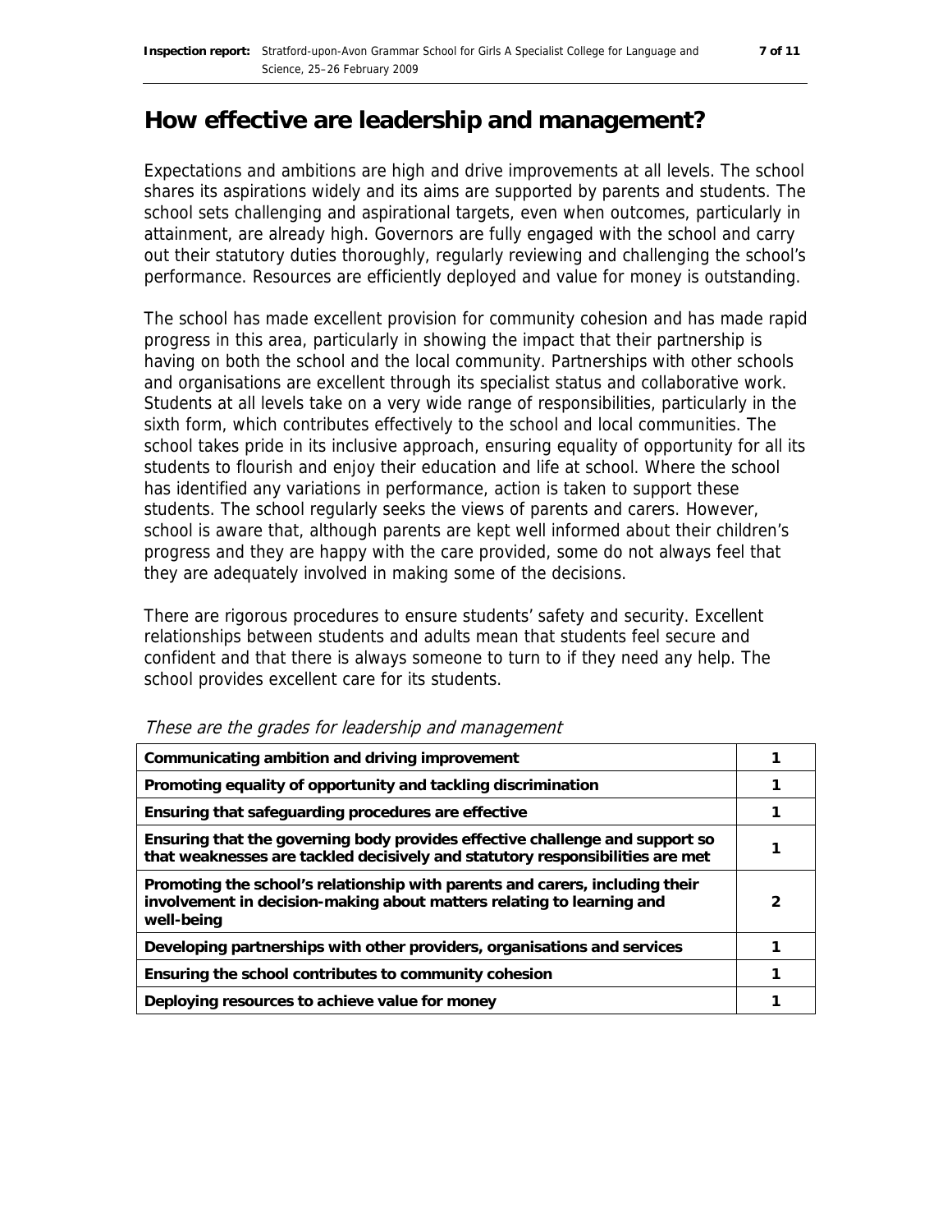# How effective are leadership and management?

Expectations and ambitions are high and drive improvements at all levels. The school shares its aspirations widely and its aims are supported by parents and students. The school sets challenging and aspirational targets, even when outcomes, particularly in attainment, are already high. Governors are fully engaged with the school and carry out their statutory duties thoroughly, regularly reviewing and challenging the school's performance. Resources are efficiently deployed and value for money is outstanding.

The school has made excellent provision for community cohesion and has made rapid progress in this area, particularly in showing the impact that their partnership is having on both the school and the local community. Partnerships with other schools and organisations are excellent through its specialist status and collaborative work. Students at all levels take on a very wide range of responsibilities, particularly in the sixth form, which contributes effectively to the school and local communities. The school takes pride in its inclusive approach, ensuring equality of opportunity for all its students to flourish and enjoy their education and life at school. Where the school has identified any variations in performance, action is taken to support these students. The school regularly seeks the views of parents and carers. However, school is aware that, although parents are kept well informed about their children's progress and they are happy with the care provided, some do not always feel that they are adequately involved in making some of the decisions.

There are rigorous procedures to ensure students' safety and security. Excellent relationships between students and adults mean that students feel secure and confident and that there is always someone to turn to if they need any help. The school provides excellent care for its students.

*These are the grades for leadership and management*

| | |
|---|---|
| **Communicating ambition and driving improvement** | 1 |
| **Promoting equality of opportunity and tackling discrimination** | 1 |
| **Ensuring that safeguarding procedures are effective** | 1 |
| **Ensuring that the governing body provides effective challenge and support so that weaknesses are tackled decisively and statutory responsibilities are met** | 1 |
| **Promoting the school's relationship with parents and carers, including their involvement in decision-making about matters relating to learning and well-being** | 2 |
| **Developing partnerships with other providers, organisations and services** | 1 |
| **Ensuring the school contributes to community cohesion** | 1 |
| **Deploying resources to achieve value for money** | 1 |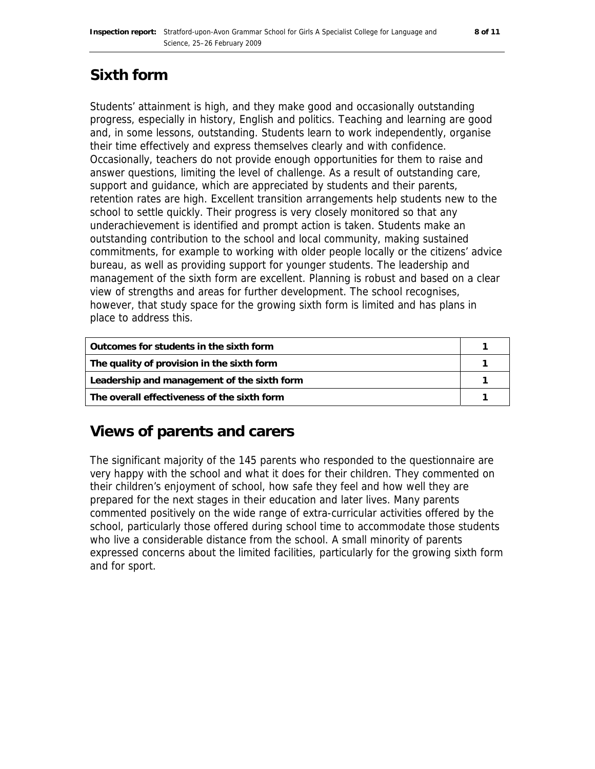## Sixth form

Students' attainment is high, and they make good and occasionally outstanding progress, especially in history, English and politics. Teaching and learning are good and, in some lessons, outstanding. Students learn to work independently, organise their time effectively and express themselves clearly and with confidence. Occasionally, teachers do not provide enough opportunities for them to raise and answer questions, limiting the level of challenge. As a result of outstanding care, support and guidance, which are appreciated by students and their parents, retention rates are high. Excellent transition arrangements help students new to the school to settle quickly. Their progress is very closely monitored so that any underachievement is identified and prompt action is taken. Students make an outstanding contribution to the school and local community, making sustained commitments, for example to working with older people locally or the citizens' advice bureau, as well as providing support for younger students. The leadership and management of the sixth form are excellent. Planning is robust and based on a clear view of strengths and areas for further development. The school recognises, however, that study space for the growing sixth form is limited and has plans in place to address this.

| | |
|---|---|
| **Outcomes for students in the sixth form** | 1 |
| **The quality of provision in the sixth form** | 1 |
| **Leadership and management of the sixth form** | 1 |
| **The overall effectiveness of the sixth form** | 1 |

## Views of parents and carers

The significant majority of the 145 parents who responded to the questionnaire are very happy with the school and what it does for their children. They commented on their children's enjoyment of school, how safe they feel and how well they are prepared for the next stages in their education and later lives. Many parents commented positively on the wide range of extra-curricular activities offered by the school, particularly those offered during school time to accommodate those students who live a considerable distance from the school. A small minority of parents expressed concerns about the limited facilities, particularly for the growing sixth form and for sport.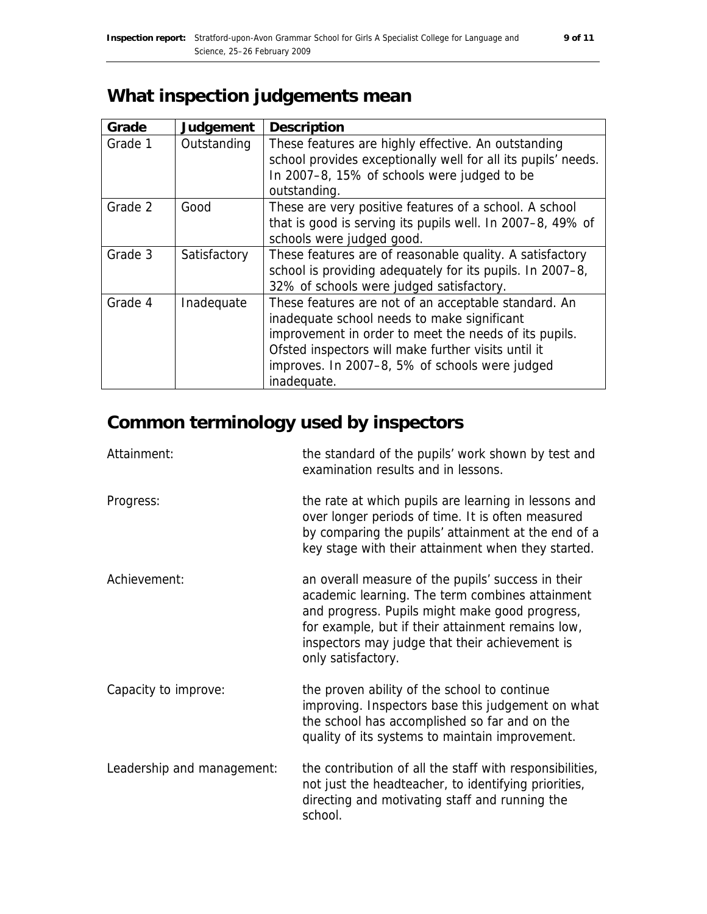## What inspection judgements mean

| Grade | Judgement | Description |
|---|---|---|
| Grade 1 | Outstanding | These features are highly effective. An outstanding school provides exceptionally well for all its pupils' needs. In 2007–8, 15% of schools were judged to be outstanding. |
| Grade 2 | Good | These are very positive features of a school. A school that is good is serving its pupils well. In 2007–8, 49% of schools were judged good. |
| Grade 3 | Satisfactory | These features are of reasonable quality. A satisfactory school is providing adequately for its pupils. In 2007–8, 32% of schools were judged satisfactory. |
| Grade 4 | Inadequate | These features are not of an acceptable standard. An inadequate school needs to make significant improvement in order to meet the needs of its pupils. Ofsted inspectors will make further visits until it improves. In 2007–8, 5% of schools were judged inadequate. |

## Common terminology used by inspectors

Attainment: the standard of the pupils' work shown by test and examination results and in lessons.

Progress: the rate at which pupils are learning in lessons and over longer periods of time. It is often measured by comparing the pupils' attainment at the end of a key stage with their attainment when they started.

Achievement: an overall measure of the pupils' success in their academic learning. The term combines attainment and progress. Pupils might make good progress, for example, but if their attainment remains low, inspectors may judge that their achievement is only satisfactory.

Capacity to improve: the proven ability of the school to continue improving. Inspectors base this judgement on what the school has accomplished so far and on the quality of its systems to maintain improvement.

Leadership and management: the contribution of all the staff with responsibilities, not just the headteacher, to identifying priorities, directing and motivating staff and running the school.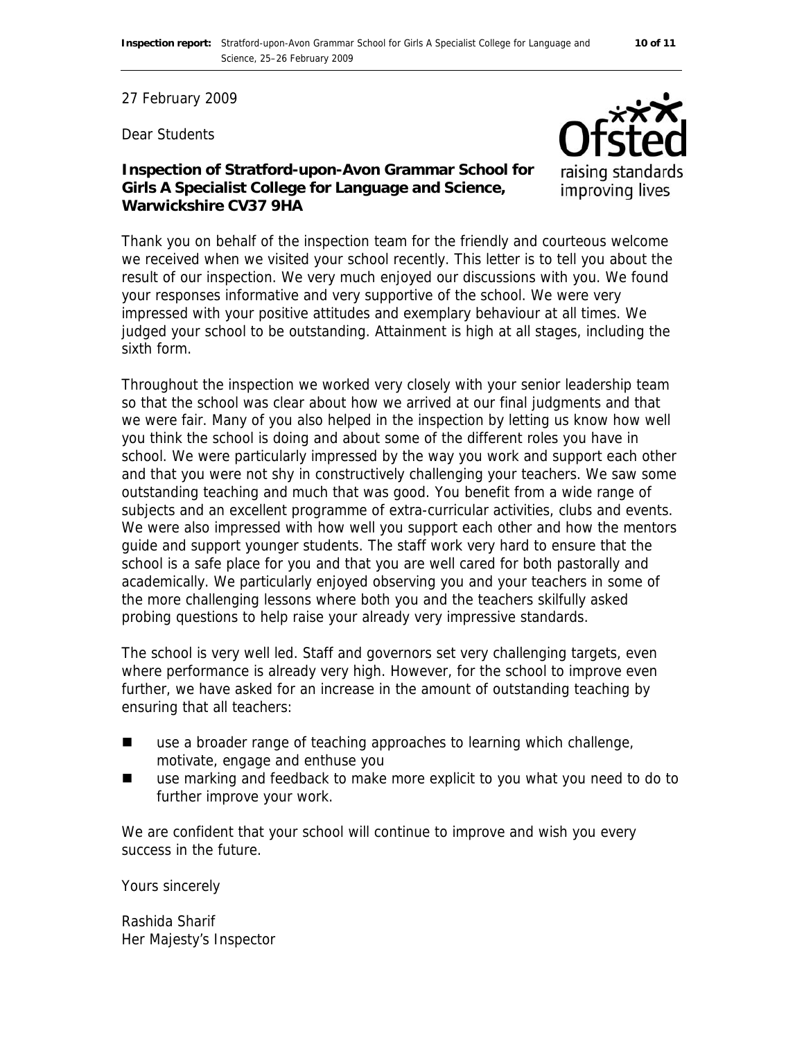27 February 2009

Dear Students

**Inspection of Stratford-upon-Avon Grammar School for Girls A Specialist College for Language and Science, Warwickshire CV37 9HA**

Thank you on behalf of the inspection team for the friendly and courteous welcome we received when we visited your school recently. This letter is to tell you about the result of our inspection. We very much enjoyed our discussions with you. We found your responses informative and very supportive of the school. We were very impressed with your positive attitudes and exemplary behaviour at all times. We judged your school to be outstanding. Attainment is high at all stages, including the sixth form.

Throughout the inspection we worked very closely with your senior leadership team so that the school was clear about how we arrived at our final judgments and that we were fair. Many of you also helped in the inspection by letting us know how well you think the school is doing and about some of the different roles you have in school. We were particularly impressed by the way you work and support each other and that you were not shy in constructively challenging your teachers. We saw some outstanding teaching and much that was good. You benefit from a wide range of subjects and an excellent programme of extra-curricular activities, clubs and events. We were also impressed with how well you support each other and how the mentors guide and support younger students. The staff work very hard to ensure that the school is a safe place for you and that you are well cared for both pastorally and academically. We particularly enjoyed observing you and your teachers in some of the more challenging lessons where both you and the teachers skilfully asked probing questions to help raise your already very impressive standards.

The school is very well led. Staff and governors set very challenging targets, even where performance is already very high. However, for the school to improve even further, we have asked for an increase in the amount of outstanding teaching by ensuring that all teachers:

- use a broader range of teaching approaches to learning which challenge, motivate, engage and enthuse you
- use marking and feedback to make more explicit to you what you need to do to further improve your work.

We are confident that your school will continue to improve and wish you every success in the future.

Yours sincerely

Rashida Sharif
Her Majesty's Inspector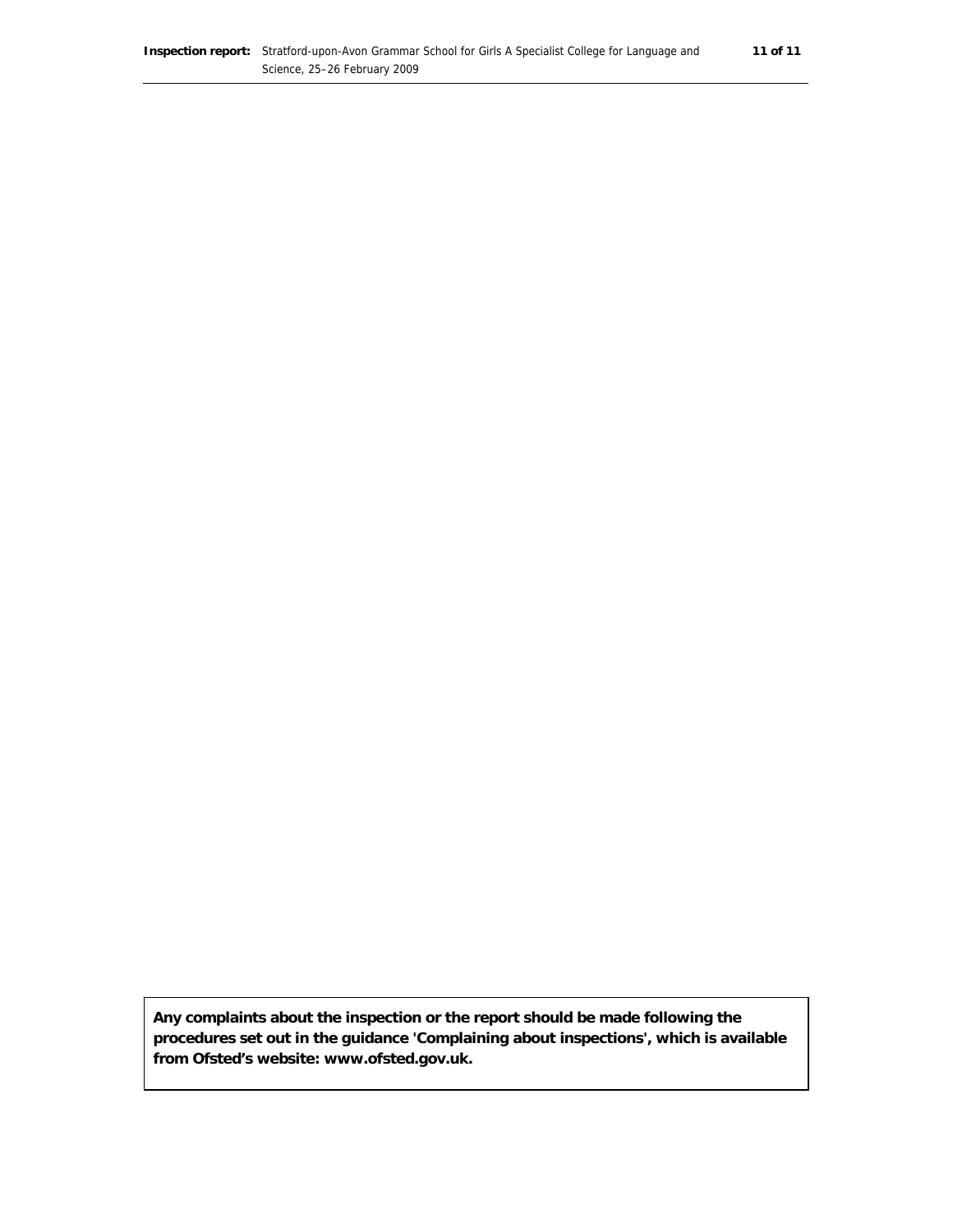**Any complaints about the inspection or the report should be made following the procedures set out in the guidance 'Complaining about inspections', which is available from Ofsted's website: www.ofsted.gov.uk.**